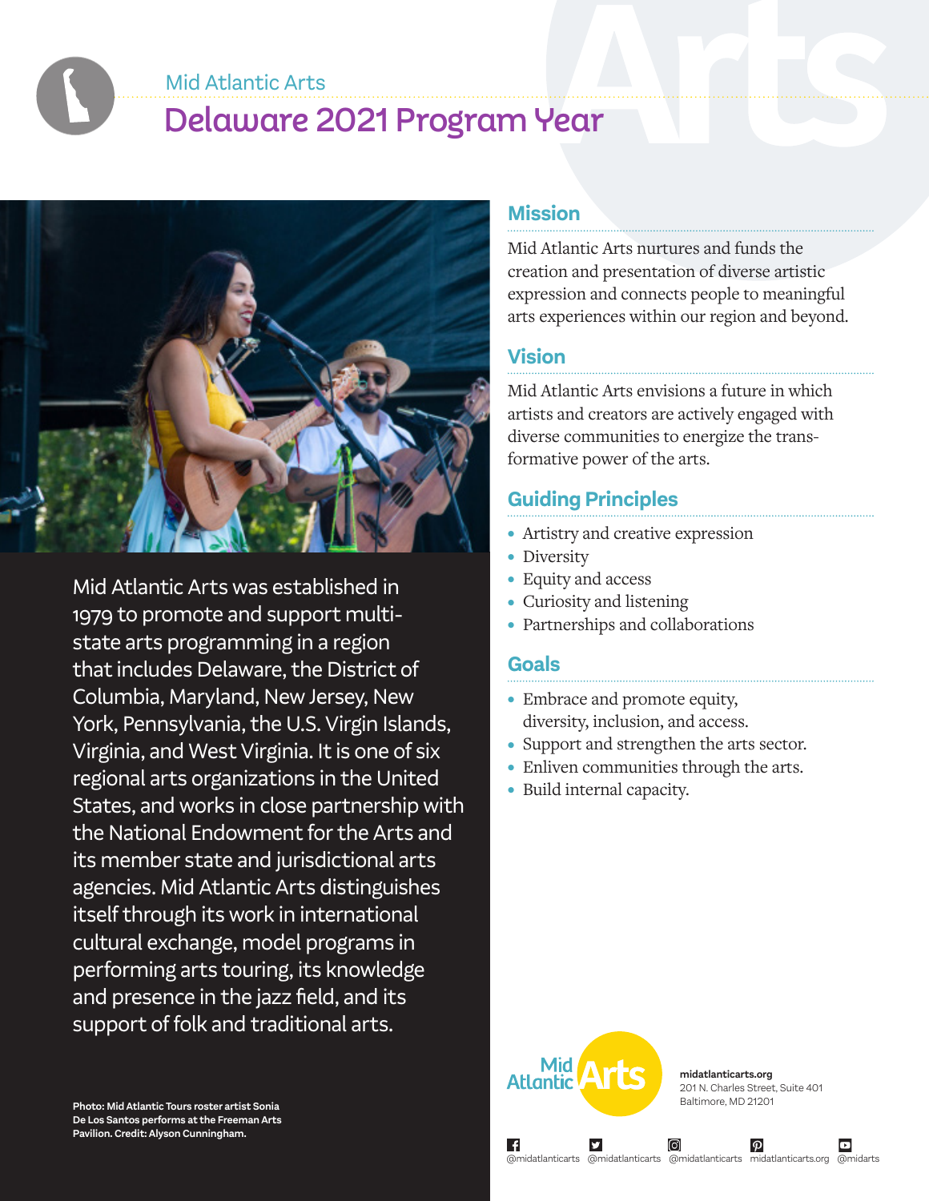Mid Atlantic Arts

# Delaware 2021 Program Year

Mid Atlantic Arts was established in 1979 to promote and support multi-state arts programming in a region that includes Delaware, the District of Columbia, Maryland, New Jersey, New York, Pennsylvania, the U.S. Virgin Islands, Virginia, and West Virginia. It is one of six regional arts organizations in the United States, and works in close partnership with the National Endowment for the Arts and its member state and jurisdictional arts agencies. Mid Atlantic Arts distinguishes itself through its work in international cultural exchange, model programs in performing arts touring, its knowledge and presence in the jazz field, and its support of folk and traditional arts.

**Photo: Mid Atlantic Tours roster artist Sonia De Los Santos performs at the Freeman Arts Pavilion. Credit: Alyson Cunningham.**

## Mission

Mid Atlantic Arts nurtures and funds the creation and presentation of diverse artistic expression and connects people to meaningful arts experiences within our region and beyond.

## Vision

Mid Atlantic Arts envisions a future in which artists and creators are actively engaged with diverse communities to energize the transformative power of the arts.

## Guiding Principles

- Artistry and creative expression
- Diversity
- Equity and access
- Curiosity and listening
- Partnerships and collaborations

## Goals

- Embrace and promote equity, diversity, inclusion, and access.
- Support and strengthen the arts sector.
- Enliven communities through the arts.
- Build internal capacity.

Mid Atlantic Arts

**midatlanticarts.org**
201 N. Charles Street, Suite 401
Baltimore, MD 21201

@midatlanticarts @midatlanticarts @midatlanticarts midatlanticarts.org @midarts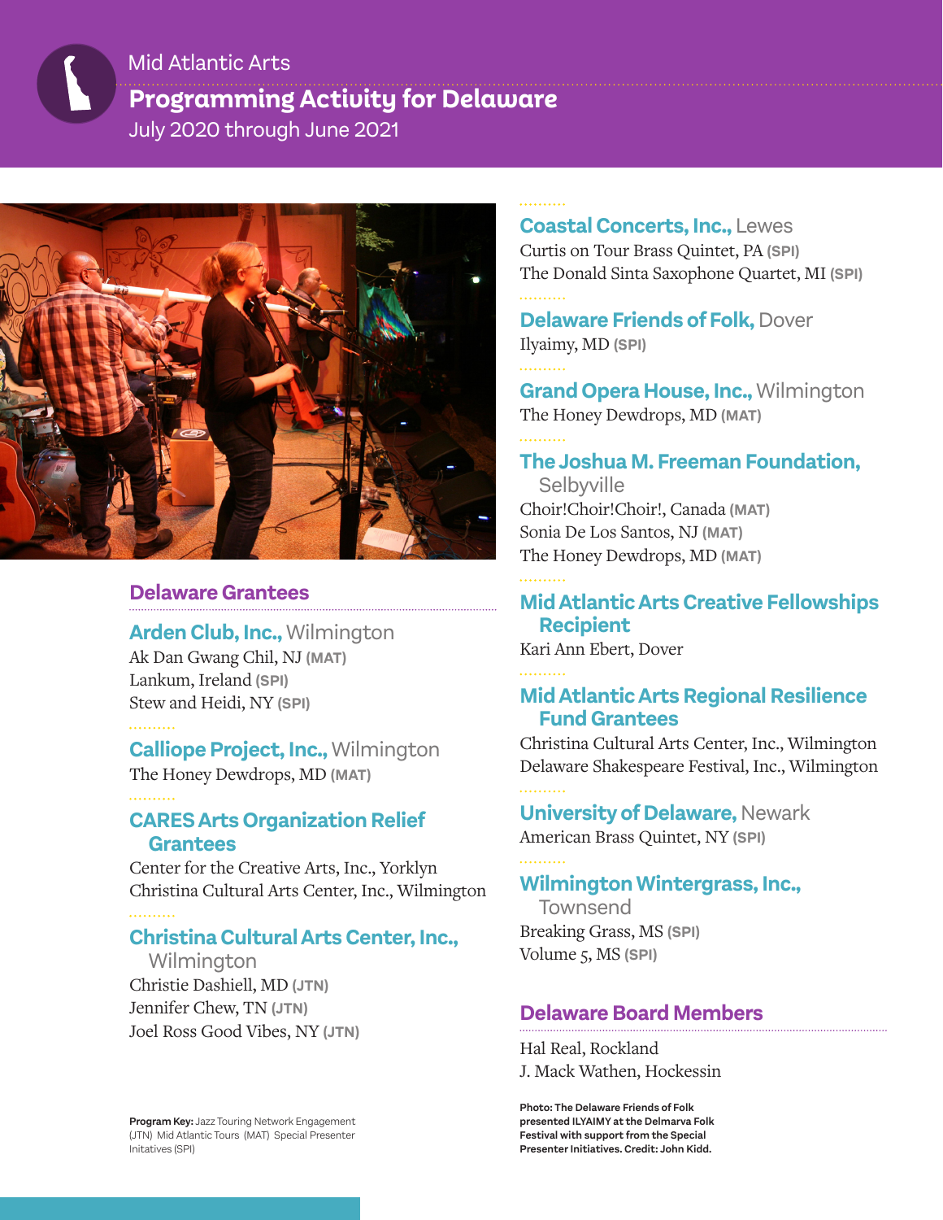# Mid Atlantic Arts

## Programming Activity for Delaware

July 2020 through June 2021

## Delaware Grantees

### Arden Club, Inc., Wilmington

Ak Dan Gwang Chil, NJ **(MAT)**
Lankum, Ireland **(SPI)**
Stew and Heidi, NY **(SPI)**

### Calliope Project, Inc., Wilmington

The Honey Dewdrops, MD **(MAT)**

### CARES Arts Organization Relief Grantees

Center for the Creative Arts, Inc., Yorklyn
Christina Cultural Arts Center, Inc., Wilmington

### Christina Cultural Arts Center, Inc., Wilmington

Christie Dashiell, MD **(JTN)**
Jennifer Chew, TN **(JTN)**
Joel Ross Good Vibes, NY **(JTN)**

**Program Key:** Jazz Touring Network Engagement (JTN) Mid Atlantic Tours (MAT) Special Presenter Initatives (SPI)

### Coastal Concerts, Inc., Lewes

Curtis on Tour Brass Quintet, PA **(SPI)**
The Donald Sinta Saxophone Quartet, MI **(SPI)**

### Delaware Friends of Folk, Dover

Ilyaimy, MD **(SPI)**

### Grand Opera House, Inc., Wilmington

The Honey Dewdrops, MD **(MAT)**

### The Joshua M. Freeman Foundation, Selbyville

Choir!Choir!Choir!, Canada **(MAT)**
Sonia De Los Santos, NJ **(MAT)**
The Honey Dewdrops, MD **(MAT)**

### Mid Atlantic Arts Creative Fellowships Recipient

Kari Ann Ebert, Dover

### Mid Atlantic Arts Regional Resilience Fund Grantees

Christina Cultural Arts Center, Inc., Wilmington
Delaware Shakespeare Festival, Inc., Wilmington

### University of Delaware, Newark

American Brass Quintet, NY **(SPI)**

### Wilmington Wintergrass, Inc., Townsend

Breaking Grass, MS **(SPI)**
Volume 5, MS **(SPI)**

## Delaware Board Members

Hal Real, Rockland
J. Mack Wathen, Hockessin

**Photo: The Delaware Friends of Folk presented ILYAIMY at the Delmarva Folk Festival with support from the Special Presenter Initiatives. Credit: John Kidd.**